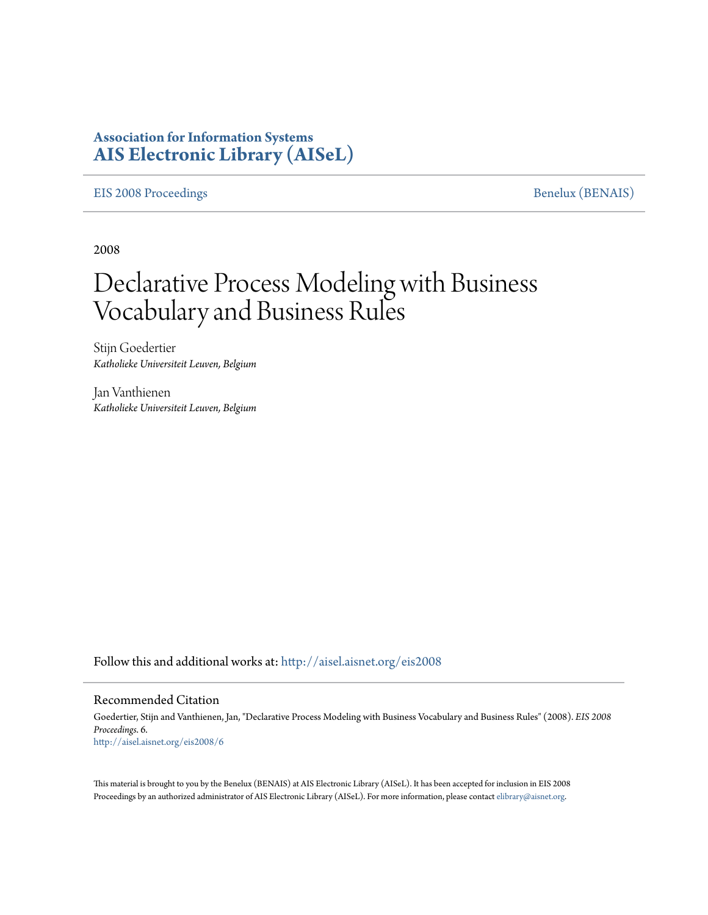**Association for Information Systems**
**AIS Electronic Library (AISeL)**

EIS 2008 Proceedings | Benelux (BENAIS)

2008

# Declarative Process Modeling with Business Vocabulary and Business Rules

Stijn Goedertier
*Katholieke Universiteit Leuven, Belgium*

Jan Vanthienen
*Katholieke Universiteit Leuven, Belgium*

Follow this and additional works at: http://aisel.aisnet.org/eis2008

## Recommended Citation

Goedertier, Stijn and Vanthienen, Jan, "Declarative Process Modeling with Business Vocabulary and Business Rules" (2008). *EIS 2008 Proceedings*. 6.
http://aisel.aisnet.org/eis2008/6

This material is brought to you by the Benelux (BENAIS) at AIS Electronic Library (AISeL). It has been accepted for inclusion in EIS 2008 Proceedings by an authorized administrator of AIS Electronic Library (AISeL). For more information, please contact elibrary@aisnet.org.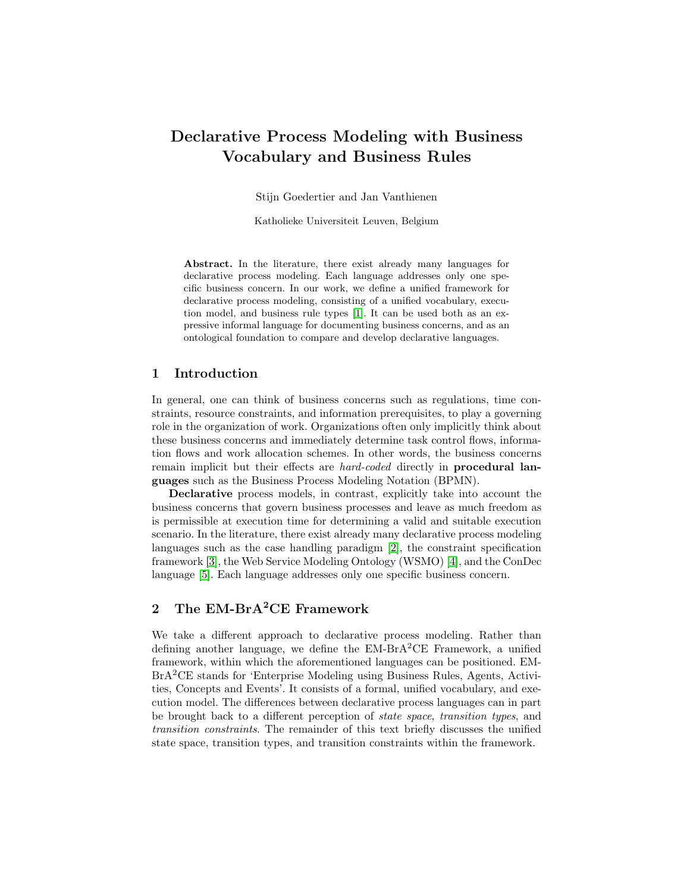# Declarative Process Modeling with Business Vocabulary and Business Rules

Stijn Goedertier and Jan Vanthienen

Katholieke Universiteit Leuven, Belgium

**Abstract.** In the literature, there exist already many languages for declarative process modeling. Each language addresses only one specific business concern. In our work, we define a unified framework for declarative process modeling, consisting of a unified vocabulary, execution model, and business rule types [1]. It can be used both as an expressive informal language for documenting business concerns, and as an ontological foundation to compare and develop declarative languages.

## 1 Introduction

In general, one can think of business concerns such as regulations, time constraints, resource constraints, and information prerequisites, to play a governing role in the organization of work. Organizations often only implicitly think about these business concerns and immediately determine task control flows, information flows and work allocation schemes. In other words, the business concerns remain implicit but their effects are *hard-coded* directly in **procedural languages** such as the Business Process Modeling Notation (BPMN).

**Declarative** process models, in contrast, explicitly take into account the business concerns that govern business processes and leave as much freedom as is permissible at execution time for determining a valid and suitable execution scenario. In the literature, there exist already many declarative process modeling languages such as the case handling paradigm [2], the constraint specification framework [3], the Web Service Modeling Ontology (WSMO) [4], and the ConDec language [5]. Each language addresses only one specific business concern.

## 2 The EM-BrA$^2$CE Framework

We take a different approach to declarative process modeling. Rather than defining another language, we define the EM-BrA$^2$CE Framework, a unified framework, within which the aforementioned languages can be positioned. EM-BrA$^2$CE stands for 'Enterprise Modeling using Business Rules, Agents, Activities, Concepts and Events'. It consists of a formal, unified vocabulary, and execution model. The differences between declarative process languages can in part be brought back to a different perception of *state space*, *transition types*, and *transition constraints*. The remainder of this text briefly discusses the unified state space, transition types, and transition constraints within the framework.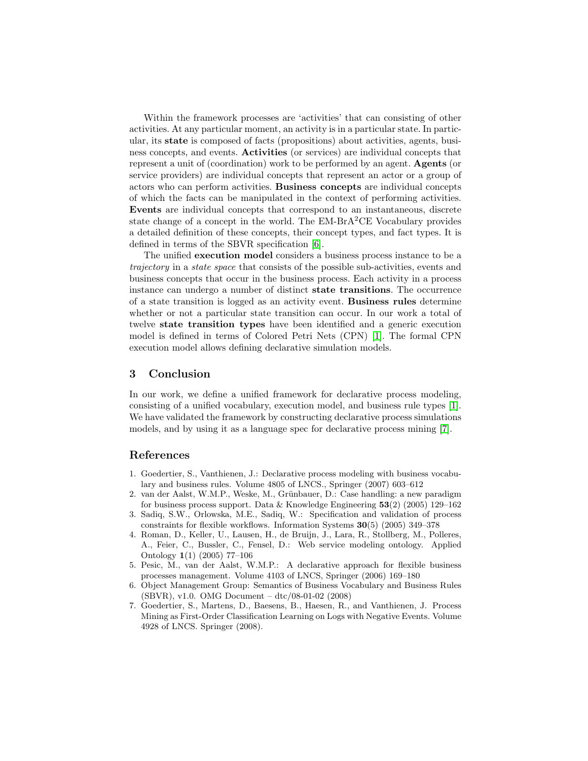Within the framework processes are 'activities' that can consisting of other activities. At any particular moment, an activity is in a particular state. In particular, its **state** is composed of facts (propositions) about activities, agents, business concepts, and events. **Activities** (or services) are individual concepts that represent a unit of (coordination) work to be performed by an agent. **Agents** (or service providers) are individual concepts that represent an actor or a group of actors who can perform activities. **Business concepts** are individual concepts of which the facts can be manipulated in the context of performing activities. **Events** are individual concepts that correspond to an instantaneous, discrete state change of a concept in the world. The EM-BrA$^2$CE Vocabulary provides a detailed definition of these concepts, their concept types, and fact types. It is defined in terms of the SBVR specification [6].

The unified **execution model** considers a business process instance to be a *trajectory* in a *state space* that consists of the possible sub-activities, events and business concepts that occur in the business process. Each activity in a process instance can undergo a number of distinct **state transitions**. The occurrence of a state transition is logged as an activity event. **Business rules** determine whether or not a particular state transition can occur. In our work a total of twelve **state transition types** have been identified and a generic execution model is defined in terms of Colored Petri Nets (CPN) [1]. The formal CPN execution model allows defining declarative simulation models.

## 3 Conclusion

In our work, we define a unified framework for declarative process modeling, consisting of a unified vocabulary, execution model, and business rule types [1]. We have validated the framework by constructing declarative process simulations models, and by using it as a language spec for declarative process mining [7].

## References

1. Goedertier, S., Vanthienen, J.: Declarative process modeling with business vocabulary and business rules. Volume 4805 of LNCS., Springer (2007) 603–612
2. van der Aalst, W.M.P., Weske, M., Grünbauer, D.: Case handling: a new paradigm for business process support. Data & Knowledge Engineering **53**(2) (2005) 129–162
3. Sadiq, S.W., Orlowska, M.E., Sadiq, W.: Specification and validation of process constraints for flexible workflows. Information Systems **30**(5) (2005) 349–378
4. Roman, D., Keller, U., Lausen, H., de Bruijn, J., Lara, R., Stollberg, M., Polleres, A., Feier, C., Bussler, C., Fensel, D.: Web service modeling ontology. Applied Ontology **1**(1) (2005) 77–106
5. Pesic, M., van der Aalst, W.M.P.: A declarative approach for flexible business processes management. Volume 4103 of LNCS, Springer (2006) 169–180
6. Object Management Group: Semantics of Business Vocabulary and Business Rules (SBVR), v1.0. OMG Document – dtc/08-01-02 (2008)
7. Goedertier, S., Martens, D., Baesens, B., Haesen, R., and Vanthienen, J. Process Mining as First-Order Classification Learning on Logs with Negative Events. Volume 4928 of LNCS. Springer (2008).